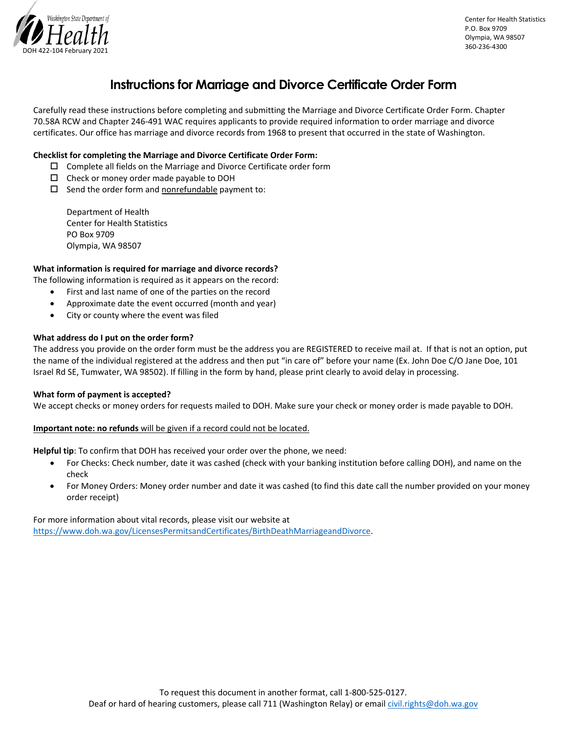Washington State Department of Health
DOH 422-104 February 2021

Center for Health Statistics
P.O. Box 9709
Olympia, WA 98507
360-236-4300

# Instructions for Marriage and Divorce Certificate Order Form

Carefully read these instructions before completing and submitting the Marriage and Divorce Certificate Order Form. Chapter 70.58A RCW and Chapter 246-491 WAC requires applicants to provide required information to order marriage and divorce certificates. Our office has marriage and divorce records from 1968 to present that occurred in the state of Washington.

**Checklist for completing the Marriage and Divorce Certificate Order Form:**

- ☐ Complete all fields on the Marriage and Divorce Certificate order form
- ☐ Check or money order made payable to DOH
- ☐ Send the order form and nonrefundable payment to:

  Department of Health
  Center for Health Statistics
  PO Box 9709
  Olympia, WA 98507

**What information is required for marriage and divorce records?**

The following information is required as it appears on the record:

- First and last name of one of the parties on the record
- Approximate date the event occurred (month and year)
- City or county where the event was filed

**What address do I put on the order form?**

The address you provide on the order form must be the address you are REGISTERED to receive mail at. If that is not an option, put the name of the individual registered at the address and then put "in care of" before your name (Ex. John Doe C/O Jane Doe, 101 Israel Rd SE, Tumwater, WA 98502). If filling in the form by hand, please print clearly to avoid delay in processing.

**What form of payment is accepted?**

We accept checks or money orders for requests mailed to DOH. Make sure your check or money order is made payable to DOH.

**Important note: no refunds** will be given if a record could not be located.

**Helpful tip**: To confirm that DOH has received your order over the phone, we need:

- For Checks: Check number, date it was cashed (check with your banking institution before calling DOH), and name on the check
- For Money Orders: Money order number and date it was cashed (to find this date call the number provided on your money order receipt)

For more information about vital records, please visit our website at https://www.doh.wa.gov/LicensesPermitsandCertificates/BirthDeathMarriageandDivorce.

To request this document in another format, call 1-800-525-0127.
Deaf or hard of hearing customers, please call 711 (Washington Relay) or email civil.rights@doh.wa.gov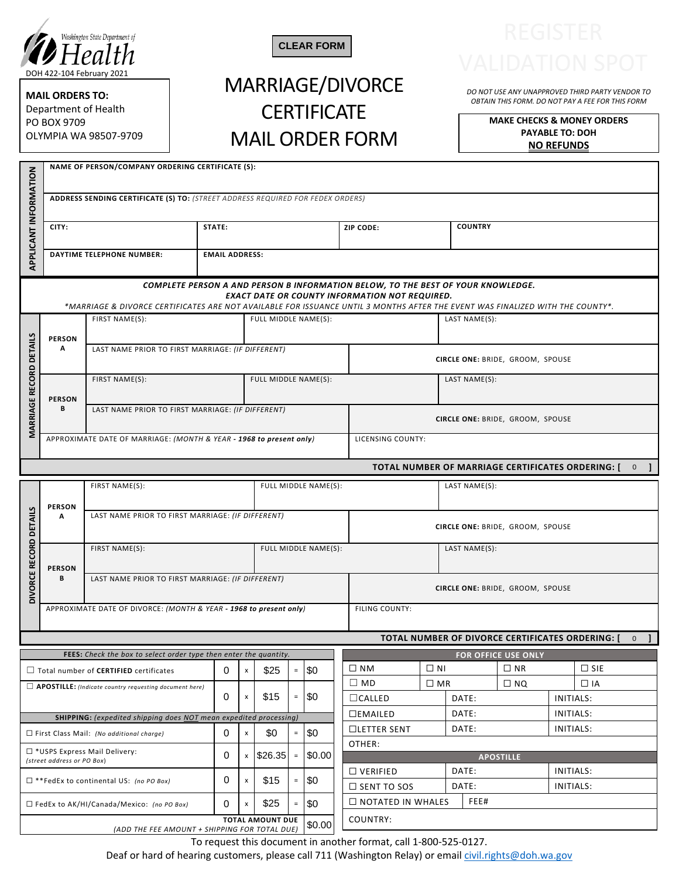Washington State Department of Health

DOH 422-104 February 2021

**MAIL ORDERS TO:**
Department of Health
PO BOX 9709
OLYMPIA WA 98507-9709

CLEAR FORM

# MARRIAGE/DIVORCE CERTIFICATE MAIL ORDER FORM

REGISTER VALIDATION SPOT

*DO NOT USE ANY UNAPPROVED THIRD PARTY VENDOR TO OBTAIN THIS FORM. DO NOT PAY A FEE FOR THIS FORM*

**MAKE CHECKS & MONEY ORDERS PAYABLE TO: DOH**
**NO REFUNDS**

## APPLICANT INFORMATION

| | | | |
|---|---|---|---|
| **NAME OF PERSON/COMPANY ORDERING CERTIFICATE (S):** | | | |
| **ADDRESS SENDING CERTIFICATE (S) TO:** *(STREET ADDRESS REQUIRED FOR FEDEX ORDERS)* | | | |
| **CITY:** | **STATE:** | **ZIP CODE:** | **COUNTRY** |
| **DAYTIME TELEPHONE NUMBER:** | **EMAIL ADDRESS:** | | |

***COMPLETE PERSON A AND PERSON B INFORMATION BELOW, TO THE BEST OF YOUR KNOWLEDGE.***
***EXACT DATE OR COUNTY INFORMATION NOT REQUIRED.***
**MARRIAGE & DIVORCE CERTIFICATES ARE NOT AVAILABLE FOR ISSUANCE UNTIL 3 MONTHS AFTER THE EVENT WAS FINALIZED WITH THE COUNTY*.*

## MARRIAGE RECORD DETAILS

| | | | |
|---|---|---|---|
| **PERSON A** | FIRST NAME(S): | FULL MIDDLE NAME(S): | LAST NAME(S): |
| | LAST NAME PRIOR TO FIRST MARRIAGE: *(IF DIFFERENT)* | | **CIRCLE ONE:** BRIDE, GROOM, SPOUSE |
| **PERSON B** | FIRST NAME(S): | FULL MIDDLE NAME(S): | LAST NAME(S): |
| | LAST NAME PRIOR TO FIRST MARRIAGE: *(IF DIFFERENT)* | | **CIRCLE ONE:** BRIDE, GROOM, SPOUSE |
| APPROXIMATE DATE OF MARRIAGE: *(MONTH & YEAR - **1968 to present only**)* | | LICENSING COUNTY: | |

**TOTAL NUMBER OF MARRIAGE CERTIFICATES ORDERING: [ 0 ]**

## DIVORCE RECORD DETAILS

| | | | |
|---|---|---|---|
| **PERSON A** | FIRST NAME(S): | FULL MIDDLE NAME(S): | LAST NAME(S): |
| | LAST NAME PRIOR TO FIRST MARRIAGE: *(IF DIFFERENT)* | | **CIRCLE ONE:** BRIDE, GROOM, SPOUSE |
| **PERSON B** | FIRST NAME(S): | FULL MIDDLE NAME(S): | LAST NAME(S): |
| | LAST NAME PRIOR TO FIRST MARRIAGE: *(IF DIFFERENT)* | | **CIRCLE ONE:** BRIDE, GROOM, SPOUSE |
| APPROXIMATE DATE OF DIVORCE: *(MONTH & YEAR - **1968 to present only**)* | | FILING COUNTY: | |

**TOTAL NUMBER OF DIVORCE CERTIFICATES ORDERING: [ 0 ]**

## FEES

**FEES:** *Check the box to select order type then enter the quantity.*

| | | | | | |
|---|---|---|---|---|---|
| ☐ Total number of **CERTIFIED** certificates | 0 | x | $25 | = | $0 |
| ☐ **APOSTILLE:** *(Indicate country requesting document here)* | 0 | x | $15 | = | $0 |
| **SHIPPING:** *(expedited shipping does NOT mean expedited processing)* | | | | | |
| ☐ First Class Mail: *(No additional charge)* | 0 | x | $0 | = | $0 |
| ☐ *USPS Express Mail Delivery: *(street address or PO Box)* | 0 | x | $26.35 | = | $0.00 |
| ☐ **FedEx to continental US: *(no PO Box)* | 0 | x | $15 | = | $0 |
| ☐ FedEx to AK/HI/Canada/Mexico: *(no PO Box)* | 0 | x | $25 | = | $0 |
| **TOTAL AMOUNT DUE** *(ADD THE FEE AMOUNT + SHIPPING FOR TOTAL DUE)* | | | | | $0.00 |

## FOR OFFICE USE ONLY

| | | | |
|---|---|---|---|
| ☐ NM | ☐ NI | ☐ NR | ☐ SIE |
| ☐ MD | ☐ MR | ☐ NQ | ☐ IA |
| ☐CALLED | DATE: | | INITIALS: |
| ☐EMAILED | DATE: | | INITIALS: |
| ☐LETTER SENT | DATE: | | INITIALS: |
| OTHER: | | | |
| **APOSTILLE** | | | |
| ☐ VERIFIED | DATE: | | INITIALS: |
| ☐ SENT TO SOS | DATE: | | INITIALS: |
| ☐ NOTATED IN WHALES | FEE# | | |
| COUNTRY: | | | |

To request this document in another format, call 1-800-525-0127.
Deaf or hard of hearing customers, please call 711 (Washington Relay) or email civil.rights@doh.wa.gov